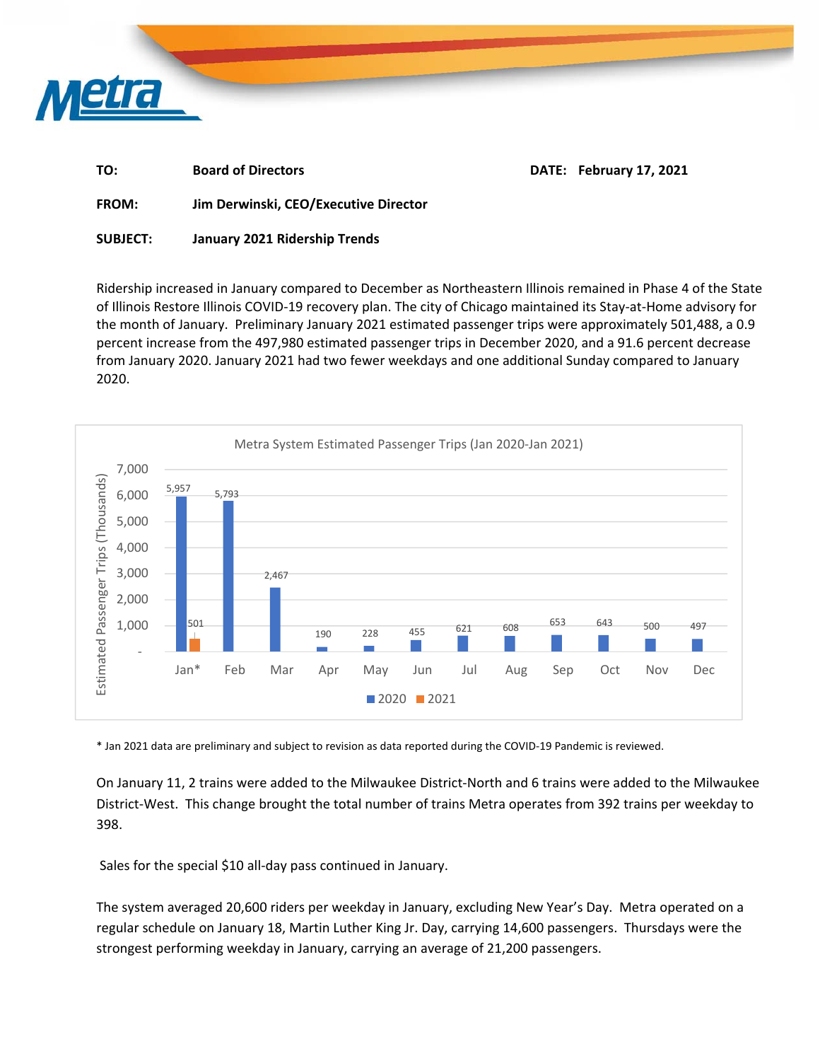Metra

**TO:** Board of Directors **DATE:** February 17, 2021

**FROM:** Jim Derwinski, CEO/Executive Director

**SUBJECT:** January 2021 Ridership Trends

Ridership increased in January compared to December as Northeastern Illinois remained in Phase 4 of the State of Illinois Restore Illinois COVID-19 recovery plan. The city of Chicago maintained its Stay-at-Home advisory for the month of January. Preliminary January 2021 estimated passenger trips were approximately 501,488, a 0.9 percent increase from the 497,980 estimated passenger trips in December 2020, and a 91.6 percent decrease from January 2020. January 2021 had two fewer weekdays and one additional Sunday compared to January 2020.

Metra System Estimated Passenger Trips (Jan 2020-Jan 2021)

Estimated Passenger Trips (Thousands)

| Month | 2020 | 2021 |
| --- | --- | --- |
| Jan* | 5,957 | 501 |
| Feb | 5,793 | |
| Mar | 2,467 | |
| Apr | 190 | |
| May | 228 | |
| Jun | 455 | |
| Jul | 621 | |
| Aug | 608 | |
| Sep | 653 | |
| Oct | 643 | |
| Nov | 500 | |
| Dec | 497 | |

\* Jan 2021 data are preliminary and subject to revision as data reported during the COVID-19 Pandemic is reviewed.

On January 11, 2 trains were added to the Milwaukee District-North and 6 trains were added to the Milwaukee District-West. This change brought the total number of trains Metra operates from 392 trains per weekday to 398.

Sales for the special $10 all-day pass continued in January.

The system averaged 20,600 riders per weekday in January, excluding New Year's Day. Metra operated on a regular schedule on January 18, Martin Luther King Jr. Day, carrying 14,600 passengers. Thursdays were the strongest performing weekday in January, carrying an average of 21,200 passengers.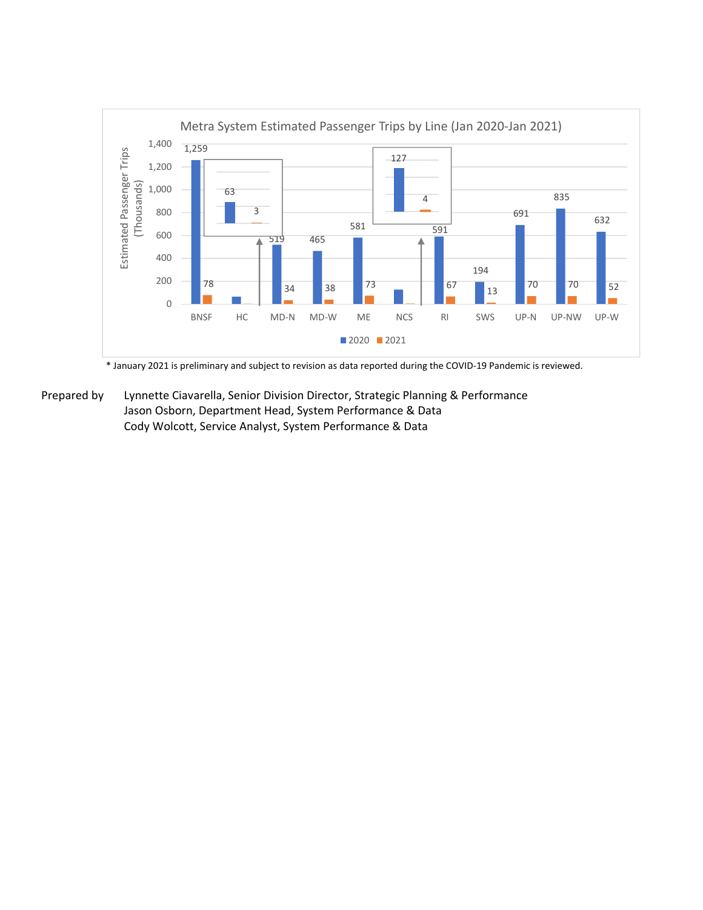Metra System Estimated Passenger Trips by Line (Jan 2020-Jan 2021)

Estimated Passenger Trips (Thousands)

1,400
1,200
1,000
800
600
400
200
0

BNSF: 1,259 / 78
HC: 63 / 3
MD-N: 519 / 34
MD-W: 465 / 38
ME: 581 / 73
NCS: 127 / 4
RI: 591 / 67
SWS: 194 / 13
UP-N: 691 / 70
UP-NW: 835 / 70
UP-W: 632 / 52

2020 2021

* January 2021 is preliminary and subject to revision as data reported during the COVID-19 Pandemic is reviewed.

Prepared by Lynnette Ciavarella, Senior Division Director, Strategic Planning & Performance
Jason Osborn, Department Head, System Performance & Data
Cody Wolcott, Service Analyst, System Performance & Data